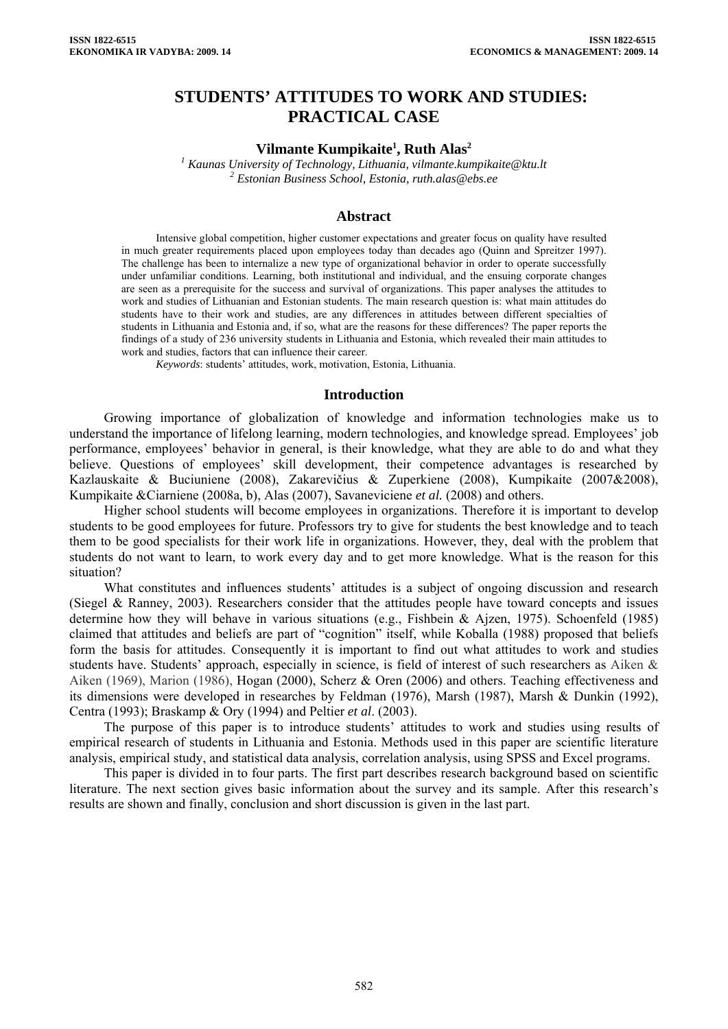# STUDENTS' ATTITUDES TO WORK AND STUDIES: PRACTICAL CASE

**Vilmante Kumpikaite[1], Ruth Alas[2]**

*[1] Kaunas University of Technology, Lithuania, vilmante.kumpikaite@ktu.lt*
*[2] Estonian Business School, Estonia, ruth.alas@ebs.ee*

## Abstract

Intensive global competition, higher customer expectations and greater focus on quality have resulted in much greater requirements placed upon employees today than decades ago (Quinn and Spreitzer 1997). The challenge has been to internalize a new type of organizational behavior in order to operate successfully under unfamiliar conditions. Learning, both institutional and individual, and the ensuing corporate changes are seen as a prerequisite for the success and survival of organizations. This paper analyses the attitudes to work and studies of Lithuanian and Estonian students. The main research question is: what main attitudes do students have to their work and studies, are any differences in attitudes between different specialties of students in Lithuania and Estonia and, if so, what are the reasons for these differences? The paper reports the findings of a study of 236 university students in Lithuania and Estonia, which revealed their main attitudes to work and studies, factors that can influence their career.

*Keywords*: students' attitudes, work, motivation, Estonia, Lithuania.

## Introduction

Growing importance of globalization of knowledge and information technologies make us to understand the importance of lifelong learning, modern technologies, and knowledge spread. Employees' job performance, employees' behavior in general, is their knowledge, what they are able to do and what they believe. Questions of employees' skill development, their competence advantages is researched by Kazlauskaite & Buciuniene (2008), Zakarevičius & Zuperkiene (2008), Kumpikaite (2007&2008), Kumpikaite &Ciarniene (2008a, b), Alas (2007), Savaneviciene *et al.* (2008) and others.

Higher school students will become employees in organizations. Therefore it is important to develop students to be good employees for future. Professors try to give for students the best knowledge and to teach them to be good specialists for their work life in organizations. However, they, deal with the problem that students do not want to learn, to work every day and to get more knowledge. What is the reason for this situation?

What constitutes and influences students' attitudes is a subject of ongoing discussion and research (Siegel & Ranney, 2003). Researchers consider that the attitudes people have toward concepts and issues determine how they will behave in various situations (e.g., Fishbein & Ajzen, 1975). Schoenfeld (1985) claimed that attitudes and beliefs are part of "cognition" itself, while Koballa (1988) proposed that beliefs form the basis for attitudes. Consequently it is important to find out what attitudes to work and studies students have. Students' approach, especially in science, is field of interest of such researchers as Aiken & Aiken (1969), Marion (1986), Hogan (2000), Scherz & Oren (2006) and others. Teaching effectiveness and its dimensions were developed in researches by Feldman (1976), Marsh (1987), Marsh & Dunkin (1992), Centra (1993); Braskamp & Ory (1994) and Peltier *et al*. (2003).

The purpose of this paper is to introduce students' attitudes to work and studies using results of empirical research of students in Lithuania and Estonia. Methods used in this paper are scientific literature analysis, empirical study, and statistical data analysis, correlation analysis, using SPSS and Excel programs.

This paper is divided in to four parts. The first part describes research background based on scientific literature. The next section gives basic information about the survey and its sample. After this research's results are shown and finally, conclusion and short discussion is given in the last part.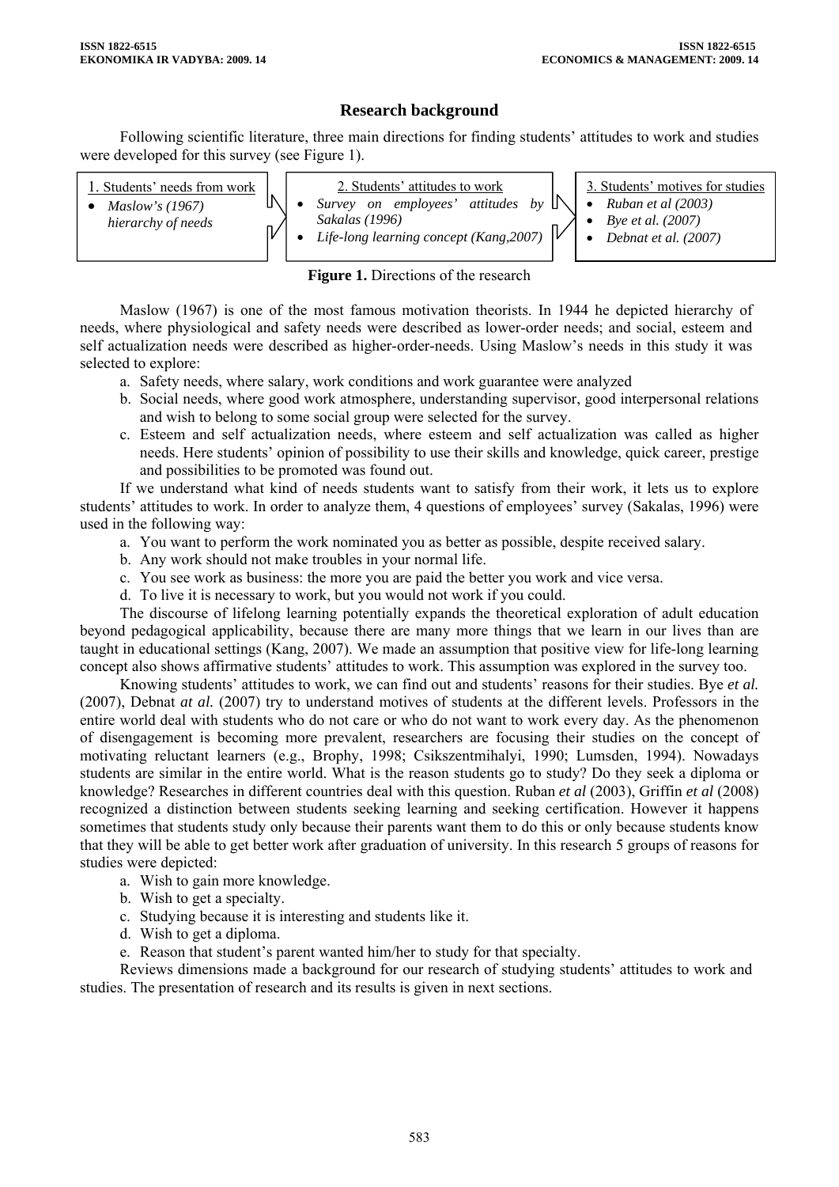## Research background

Following scientific literature, three main directions for finding students' attitudes to work and studies were developed for this survey (see Figure 1).

| 1. Students' needs from work | 2. Students' attitudes to work | 3. Students' motives for studies |
|---|---|---|
| • *Maslow's (1967) hierarchy of needs* | • *Survey on employees' attitudes by Sakalas (1996)*<br>• *Life-long learning concept (Kang,2007)* | • *Ruban et al (2003)*<br>• *Bye et al. (2007)*<br>• *Debnat et al. (2007)* |

**Figure 1.** Directions of the research

Maslow (1967) is one of the most famous motivation theorists. In 1944 he depicted hierarchy of needs, where physiological and safety needs were described as lower-order needs; and social, esteem and self actualization needs were described as higher-order-needs. Using Maslow's needs in this study it was selected to explore:

a. Safety needs, where salary, work conditions and work guarantee were analyzed
b. Social needs, where good work atmosphere, understanding supervisor, good interpersonal relations and wish to belong to some social group were selected for the survey.
c. Esteem and self actualization needs, where esteem and self actualization was called as higher needs. Here students' opinion of possibility to use their skills and knowledge, quick career, prestige and possibilities to be promoted was found out.

If we understand what kind of needs students want to satisfy from their work, it lets us to explore students' attitudes to work. In order to analyze them, 4 questions of employees' survey (Sakalas, 1996) were used in the following way:

a. You want to perform the work nominated you as better as possible, despite received salary.
b. Any work should not make troubles in your normal life.
c. You see work as business: the more you are paid the better you work and vice versa.
d. To live it is necessary to work, but you would not work if you could.

The discourse of lifelong learning potentially expands the theoretical exploration of adult education beyond pedagogical applicability, because there are many more things that we learn in our lives than are taught in educational settings (Kang, 2007). We made an assumption that positive view for life-long learning concept also shows affirmative students' attitudes to work. This assumption was explored in the survey too.

Knowing students' attitudes to work, we can find out and students' reasons for their studies. Bye *et al.* (2007), Debnat *at al.* (2007) try to understand motives of students at the different levels. Professors in the entire world deal with students who do not care or who do not want to work every day. As the phenomenon of disengagement is becoming more prevalent, researchers are focusing their studies on the concept of motivating reluctant learners (e.g., Brophy, 1998; Csikszentmihalyi, 1990; Lumsden, 1994). Nowadays students are similar in the entire world. What is the reason students go to study? Do they seek a diploma or knowledge? Researches in different countries deal with this question. Ruban *et al* (2003), Griffin *et al* (2008) recognized a distinction between students seeking learning and seeking certification. However it happens sometimes that students study only because their parents want them to do this or only because students know that they will be able to get better work after graduation of university. In this research 5 groups of reasons for studies were depicted:

a. Wish to gain more knowledge.
b. Wish to get a specialty.
c. Studying because it is interesting and students like it.
d. Wish to get a diploma.
e. Reason that student's parent wanted him/her to study for that specialty.

Reviews dimensions made a background for our research of studying students' attitudes to work and studies. The presentation of research and its results is given in next sections.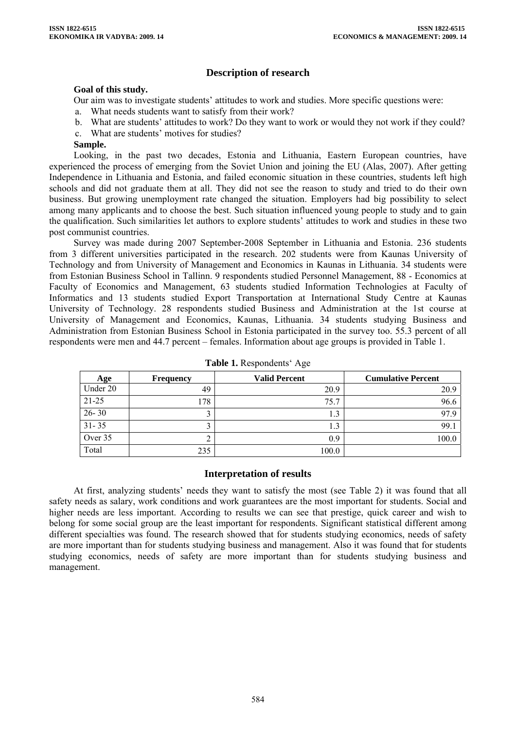## Description of research

**Goal of this study.**

Our aim was to investigate students' attitudes to work and studies. More specific questions were:

a. What needs students want to satisfy from their work?
b. What are students' attitudes to work? Do they want to work or would they not work if they could?
c. What are students' motives for studies?

**Sample.**

Looking, in the past two decades, Estonia and Lithuania, Eastern European countries, have experienced the process of emerging from the Soviet Union and joining the EU (Alas, 2007). After getting Independence in Lithuania and Estonia, and failed economic situation in these countries, students left high schools and did not graduate them at all. They did not see the reason to study and tried to do their own business. But growing unemployment rate changed the situation. Employers had big possibility to select among many applicants and to choose the best. Such situation influenced young people to study and to gain the qualification. Such similarities let authors to explore students' attitudes to work and studies in these two post communist countries.

Survey was made during 2007 September-2008 September in Lithuania and Estonia. 236 students from 3 different universities participated in the research. 202 students were from Kaunas University of Technology and from University of Management and Economics in Kaunas in Lithuania. 34 students were from Estonian Business School in Tallinn. 9 respondents studied Personnel Management, 88 - Economics at Faculty of Economics and Management, 63 students studied Information Technologies at Faculty of Informatics and 13 students studied Export Transportation at International Study Centre at Kaunas University of Technology. 28 respondents studied Business and Administration at the 1st course at University of Management and Economics, Kaunas, Lithuania. 34 students studying Business and Administration from Estonian Business School in Estonia participated in the survey too. 55.3 percent of all respondents were men and 44.7 percent – females. Information about age groups is provided in Table 1.

**Table 1.** Respondents' Age

| Age | Frequency | Valid Percent | Cumulative Percent |
|---|---|---|---|
| Under 20 | 49 | 20.9 | 20.9 |
| 21-25 | 178 | 75.7 | 96.6 |
| 26- 30 | 3 | 1.3 | 97.9 |
| 31- 35 | 3 | 1.3 | 99.1 |
| Over 35 | 2 | 0.9 | 100.0 |
| Total | 235 | 100.0 | |

## Interpretation of results

At first, analyzing students' needs they want to satisfy the most (see Table 2) it was found that all safety needs as salary, work conditions and work guarantees are the most important for students. Social and higher needs are less important. According to results we can see that prestige, quick career and wish to belong for some social group are the least important for respondents. Significant statistical different among different specialties was found. The research showed that for students studying economics, needs of safety are more important than for students studying business and management. Also it was found that for students studying economics, needs of safety are more important than for students studying business and management.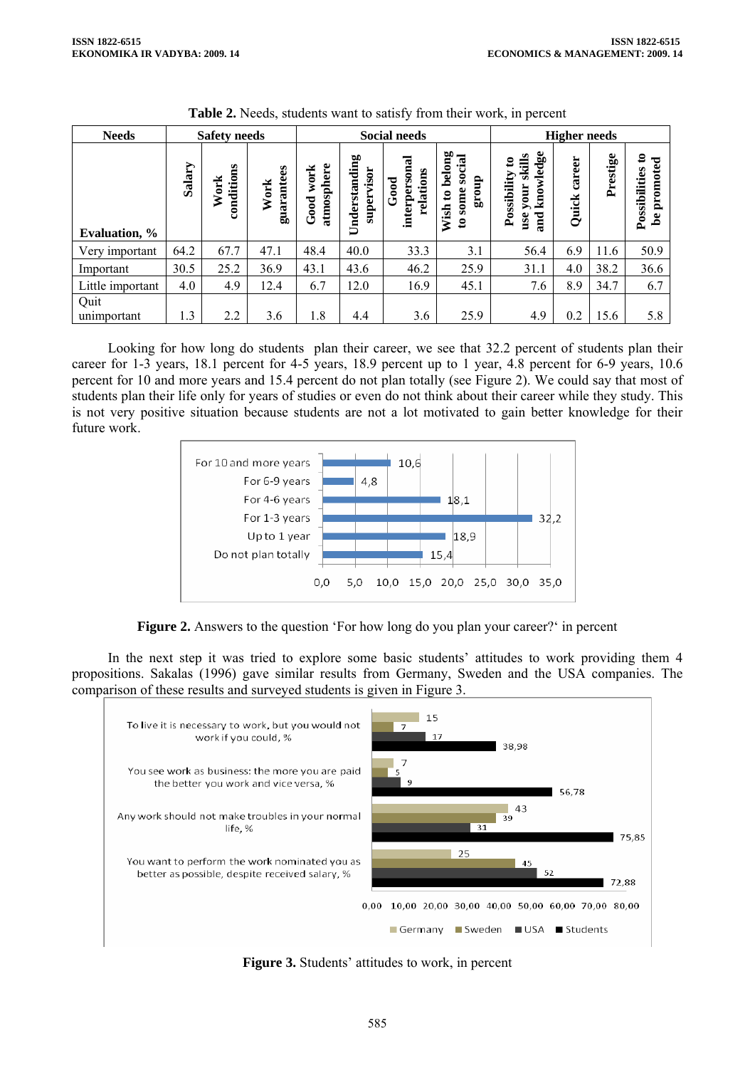**Table 2.** Needs, students want to satisfy from their work, in percent

| Needs | Safety needs | | | Social needs | | | | Higher needs | | | |
|---|---|---|---|---|---|---|---|---|---|---|---|
| Evaluation, % | Salary | Work conditions | Work guarantees | Good work atmosphere | Understanding supervisor | Good interpersonal relations | Wish to belong to some social group | Possibility to use your skills and knowledge | Quick career | Prestige | Possibilities to be promoted |
| Very important | 64.2 | 67.7 | 47.1 | 48.4 | 40.0 | 33.3 | 3.1 | 56.4 | 6.9 | 11.6 | 50.9 |
| Important | 30.5 | 25.2 | 36.9 | 43.1 | 43.6 | 46.2 | 25.9 | 31.1 | 4.0 | 38.2 | 36.6 |
| Little important | 4.0 | 4.9 | 12.4 | 6.7 | 12.0 | 16.9 | 45.1 | 7.6 | 8.9 | 34.7 | 6.7 |
| Quit unimportant | 1.3 | 2.2 | 3.6 | 1.8 | 4.4 | 3.6 | 25.9 | 4.9 | 0.2 | 15.6 | 5.8 |

Looking for how long do students plan their career, we see that 32.2 percent of students plan their career for 1-3 years, 18.1 percent for 4-5 years, 18.9 percent up to 1 year, 4.8 percent for 6-9 years, 10.6 percent for 10 and more years and 15.4 percent do not plan totally (see Figure 2). We could say that most of students plan their life only for years of studies or even do not think about their career while they study. This is not very positive situation because students are not a lot motivated to gain better knowledge for their future work.

| | % |
|---|---|
| For 10 and more years | 10,6 |
| For 6-9 years | 4,8 |
| For 4-6 years | 18,1 |
| For 1-3 years | 32,2 |
| Up to 1 year | 18,9 |
| Do not plan totally | 15,4 |

**Figure 2.** Answers to the question 'For how long do you plan your career?' in percent

In the next step it was tried to explore some basic students' attitudes to work providing them 4 propositions. Sakalas (1996) gave similar results from Germany, Sweden and the USA companies. The comparison of these results and surveyed students is given in Figure 3.

| | Germany | Sweden | USA | Students |
|---|---|---|---|---|
| To live it is necessary to work, but you would not work if you could, % | 15 | 7 | 17 | 38,98 |
| You see work as business: the more you are paid the better you work and vice versa, % | 7 | 5 | 9 | 56,78 |
| Any work should not make troubles in your normal life, % | 43 | 39 | 31 | 75,85 |
| You want to perform the work nominated you as better as possible, despite received salary, % | 25 | 45 | 52 | 72,88 |

**Figure 3.** Students' attitudes to work, in percent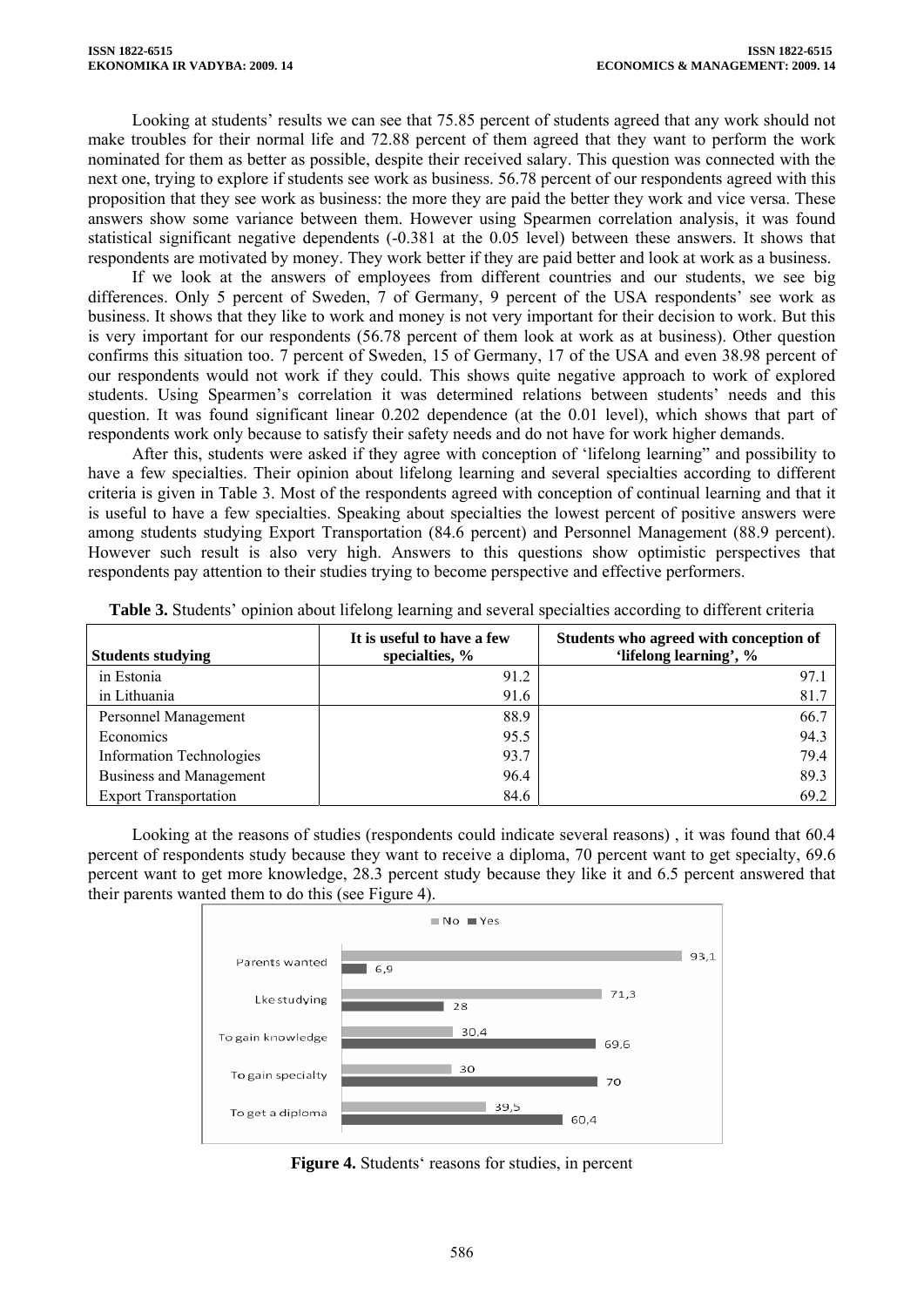Looking at students' results we can see that 75.85 percent of students agreed that any work should not make troubles for their normal life and 72.88 percent of them agreed that they want to perform the work nominated for them as better as possible, despite their received salary. This question was connected with the next one, trying to explore if students see work as business. 56.78 percent of our respondents agreed with this proposition that they see work as business: the more they are paid the better they work and vice versa. These answers show some variance between them. However using Spearmen correlation analysis, it was found statistical significant negative dependents (-0.381 at the 0.05 level) between these answers. It shows that respondents are motivated by money. They work better if they are paid better and look at work as a business.

If we look at the answers of employees from different countries and our students, we see big differences. Only 5 percent of Sweden, 7 of Germany, 9 percent of the USA respondents' see work as business. It shows that they like to work and money is not very important for their decision to work. But this is very important for our respondents (56.78 percent of them look at work as at business). Other question confirms this situation too. 7 percent of Sweden, 15 of Germany, 17 of the USA and even 38.98 percent of our respondents would not work if they could. This shows quite negative approach to work of explored students. Using Spearmen's correlation it was determined relations between students' needs and this question. It was found significant linear 0.202 dependence (at the 0.01 level), which shows that part of respondents work only because to satisfy their safety needs and do not have for work higher demands.

After this, students were asked if they agree with conception of 'lifelong learning" and possibility to have a few specialties. Their opinion about lifelong learning and several specialties according to different criteria is given in Table 3. Most of the respondents agreed with conception of continual learning and that it is useful to have a few specialties. Speaking about specialties the lowest percent of positive answers were among students studying Export Transportation (84.6 percent) and Personnel Management (88.9 percent). However such result is also very high. Answers to this questions show optimistic perspectives that respondents pay attention to their studies trying to become perspective and effective performers.

**Table 3.** Students' opinion about lifelong learning and several specialties according to different criteria

| Students studying | It is useful to have a few specialties, % | Students who agreed with conception of 'lifelong learning', % |
|---|---|---|
| in Estonia | 91.2 | 97.1 |
| in Lithuania | 91.6 | 81.7 |
| Personnel Management | 88.9 | 66.7 |
| Economics | 95.5 | 94.3 |
| Information Technologies | 93.7 | 79.4 |
| Business and Management | 96.4 | 89.3 |
| Export Transportation | 84.6 | 69.2 |

Looking at the reasons of studies (respondents could indicate several reasons) , it was found that 60.4 percent of respondents study because they want to receive a diploma, 70 percent want to get specialty, 69.6 percent want to get more knowledge, 28.3 percent study because they like it and 6.5 percent answered that their parents wanted them to do this (see Figure 4).

| | No | Yes |
|---|---|---|
| Parents wanted | 93,1 | 6,9 |
| Lke studying | 71,3 | 28 |
| To gain knowledge | 30,4 | 69,6 |
| To gain specialty | 30 | 70 |
| To get a diploma | 39,5 | 60,4 |

**Figure 4.** Students' reasons for studies, in percent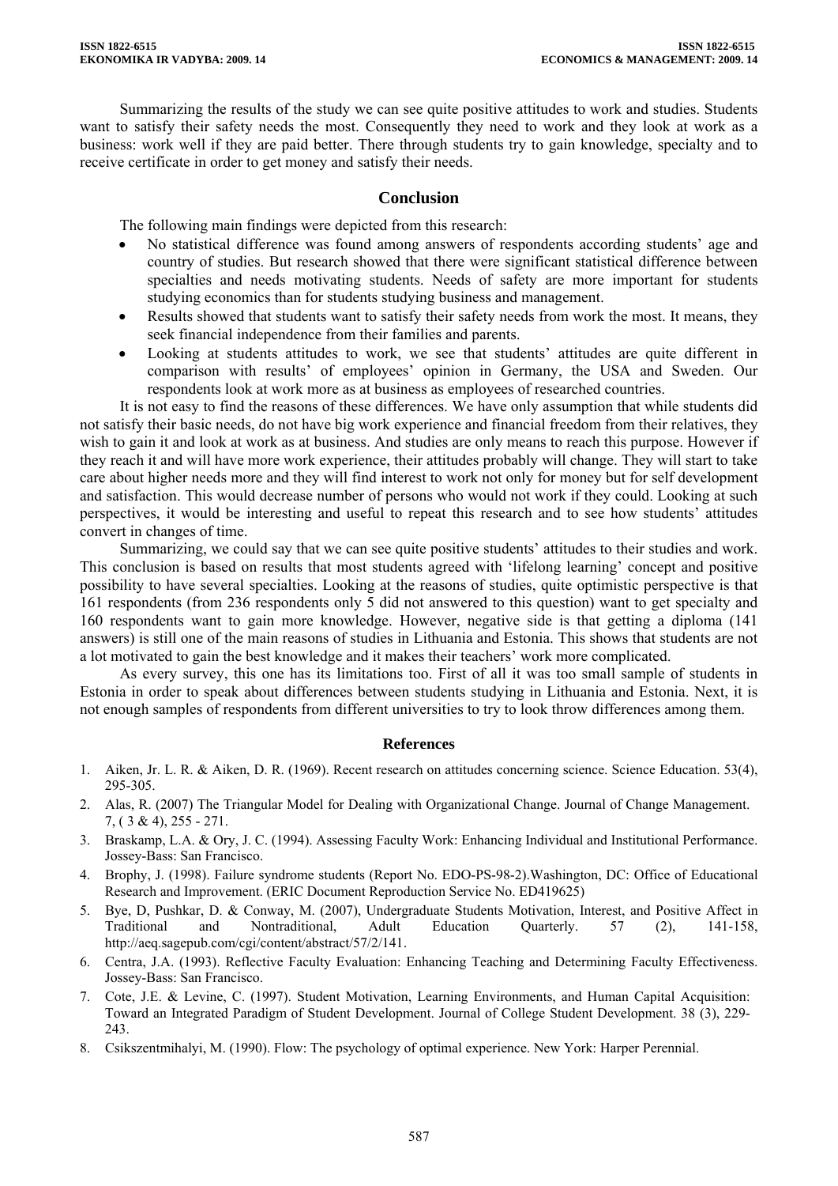Summarizing the results of the study we can see quite positive attitudes to work and studies. Students want to satisfy their safety needs the most. Consequently they need to work and they look at work as a business: work well if they are paid better. There through students try to gain knowledge, specialty and to receive certificate in order to get money and satisfy their needs.

## Conclusion

The following main findings were depicted from this research:

- No statistical difference was found among answers of respondents according students' age and country of studies. But research showed that there were significant statistical difference between specialties and needs motivating students. Needs of safety are more important for students studying economics than for students studying business and management.
- Results showed that students want to satisfy their safety needs from work the most. It means, they seek financial independence from their families and parents.
- Looking at students attitudes to work, we see that students' attitudes are quite different in comparison with results' of employees' opinion in Germany, the USA and Sweden. Our respondents look at work more as at business as employees of researched countries.

It is not easy to find the reasons of these differences. We have only assumption that while students did not satisfy their basic needs, do not have big work experience and financial freedom from their relatives, they wish to gain it and look at work as at business. And studies are only means to reach this purpose. However if they reach it and will have more work experience, their attitudes probably will change. They will start to take care about higher needs more and they will find interest to work not only for money but for self development and satisfaction. This would decrease number of persons who would not work if they could. Looking at such perspectives, it would be interesting and useful to repeat this research and to see how students' attitudes convert in changes of time.

Summarizing, we could say that we can see quite positive students' attitudes to their studies and work. This conclusion is based on results that most students agreed with 'lifelong learning' concept and positive possibility to have several specialties. Looking at the reasons of studies, quite optimistic perspective is that 161 respondents (from 236 respondents only 5 did not answered to this question) want to get specialty and 160 respondents want to gain more knowledge. However, negative side is that getting a diploma (141 answers) is still one of the main reasons of studies in Lithuania and Estonia. This shows that students are not a lot motivated to gain the best knowledge and it makes their teachers' work more complicated.

As every survey, this one has its limitations too. First of all it was too small sample of students in Estonia in order to speak about differences between students studying in Lithuania and Estonia. Next, it is not enough samples of respondents from different universities to try to look throw differences among them.

### References

1. Aiken, Jr. L. R. & Aiken, D. R. (1969). Recent research on attitudes concerning science. Science Education. 53(4), 295-305.
2. Alas, R. (2007) The Triangular Model for Dealing with Organizational Change. Journal of Change Management. 7, ( 3 & 4), 255 - 271.
3. Braskamp, L.A. & Ory, J. C. (1994). Assessing Faculty Work: Enhancing Individual and Institutional Performance. Jossey-Bass: San Francisco.
4. Brophy, J. (1998). Failure syndrome students (Report No. EDO-PS-98-2).Washington, DC: Office of Educational Research and Improvement. (ERIC Document Reproduction Service No. ED419625)
5. Bye, D, Pushkar, D. & Conway, M. (2007), Undergraduate Students Motivation, Interest, and Positive Affect in Traditional and Nontraditional, Adult Education Quarterly. 57 (2), 141-158, http://aeq.sagepub.com/cgi/content/abstract/57/2/141.
6. Centra, J.A. (1993). Reflective Faculty Evaluation: Enhancing Teaching and Determining Faculty Effectiveness. Jossey-Bass: San Francisco.
7. Cote, J.E. & Levine, C. (1997). Student Motivation, Learning Environments, and Human Capital Acquisition: Toward an Integrated Paradigm of Student Development. Journal of College Student Development. 38 (3), 229-243.
8. Csikszentmihalyi, M. (1990). Flow: The psychology of optimal experience. New York: Harper Perennial.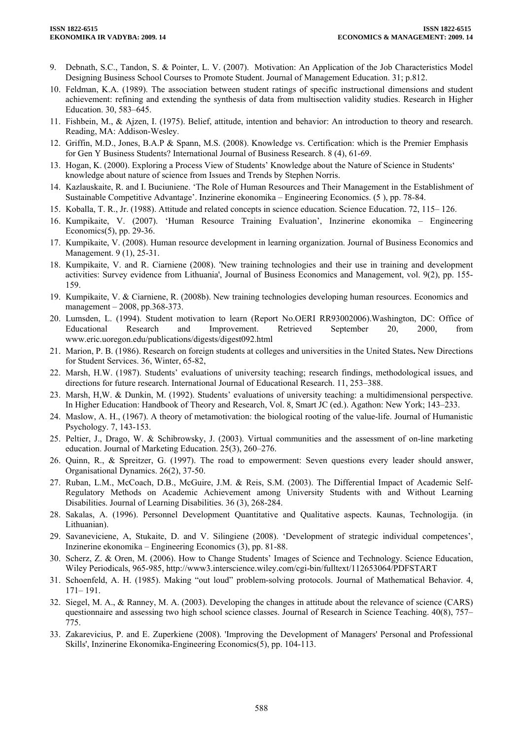9. Debnath, S.C., Tandon, S. & Pointer, L. V. (2007). Motivation: An Application of the Job Characteristics Model Designing Business School Courses to Promote Student. Journal of Management Education. 31; p.812.
10. Feldman, K.A. (1989). The association between student ratings of specific instructional dimensions and student achievement: refining and extending the synthesis of data from multisection validity studies. Research in Higher Education. 30, 583–645.
11. Fishbein, M., & Ajzen, I. (1975). Belief, attitude, intention and behavior: An introduction to theory and research. Reading, MA: Addison-Wesley.
12. Griffin, M.D., Jones, B.A.P & Spann, M.S. (2008). Knowledge vs. Certification: which is the Premier Emphasis for Gen Y Business Students? International Journal of Business Research. 8 (4), 61-69.
13. Hogan, K. (2000). Exploring a Process View of Students' Knowledge about the Nature of Science in Students' knowledge about nature of science from Issues and Trends by Stephen Norris.
14. Kazlauskaite, R. and I. Buciuniene. 'The Role of Human Resources and Their Management in the Establishment of Sustainable Competitive Advantage'. Inzinerine ekonomika – Engineering Economics. (5 ), pp. 78-84.
15. Koballa, T. R., Jr. (1988). Attitude and related concepts in science education. Science Education. 72, 115– 126.
16. Kumpikaite, V. (2007). 'Human Resource Training Evaluation', Inzinerine ekonomika – Engineering Economics(5), pp. 29-36.
17. Kumpikaite, V. (2008). Human resource development in learning organization. Journal of Business Economics and Management. 9 (1), 25-31.
18. Kumpikaite, V. and R. Ciarniene (2008). 'New training technologies and their use in training and development activities: Survey evidence from Lithuania', Journal of Business Economics and Management, vol. 9(2), pp. 155-159.
19. Kumpikaite, V. & Ciarniene, R. (2008b). New training technologies developing human resources. Economics and management – 2008, pp.368-373.
20. Lumsden, L. (1994). Student motivation to learn (Report No.OERI RR93002006).Washington, DC: Office of Educational Research and Improvement. Retrieved September 20, 2000, from www.eric.uoregon.edu/publications/digests/digest092.html
21. Marion, P. B. (1986). Research on foreign students at colleges and universities in the United States**.** New Directions for Student Services. 36, Winter, 65-82,
22. Marsh, H.W. (1987). Students' evaluations of university teaching; research findings, methodological issues, and directions for future research. International Journal of Educational Research. 11, 253–388.
23. Marsh, H,W. & Dunkin, M. (1992). Students' evaluations of university teaching: a multidimensional perspective. In Higher Education: Handbook of Theory and Research, Vol. 8, Smart JC (ed.). Agathon: New York; 143–233.
24. Maslow, A. H., (1967). A theory of metamotivation: the biological rooting of the value-life. Journal of Humanistic Psychology. 7, 143-153.
25. Peltier, J., Drago, W. & Schibrowsky, J. (2003). Virtual communities and the assessment of on-line marketing education. Journal of Marketing Education. 25(3), 260–276.
26. Quinn, R., & Spreitzer, G. (1997). The road to empowerment: Seven questions every leader should answer, Organisational Dynamics. 26(2), 37-50.
27. Ruban, L.M., McCoach, D.B., McGuire, J.M. & Reis, S.M. (2003). The Differential Impact of Academic Self-Regulatory Methods on Academic Achievement among University Students with and Without Learning Disabilities. Journal of Learning Disabilities. 36 (3), 268-284.
28. Sakalas, A. (1996). Personnel Development Quantitative and Qualitative aspects. Kaunas, Technologija. (in Lithuanian).
29. Savaneviciene, A, Stukaite, D. and V. Silingiene (2008). 'Development of strategic individual competences', Inzinerine ekonomika – Engineering Economics (3), pp. 81-88.
30. Scherz, Z. & Oren, M. (2006). How to Change Students' Images of Science and Technology. Science Education, Wiley Periodicals, 965-985, http://www3.interscience.wiley.com/cgi-bin/fulltext/112653064/PDFSTART
31. Schoenfeld, A. H. (1985). Making "out loud" problem-solving protocols. Journal of Mathematical Behavior. 4, 171– 191.
32. Siegel, M. A., & Ranney, M. A. (2003). Developing the changes in attitude about the relevance of science (CARS) questionnaire and assessing two high school science classes. Journal of Research in Science Teaching. 40(8), 757–775.
33. Zakarevicius, P. and E. Zuperkiene (2008). 'Improving the Development of Managers' Personal and Professional Skills', Inzinerine Ekonomika-Engineering Economics(5), pp. 104-113.